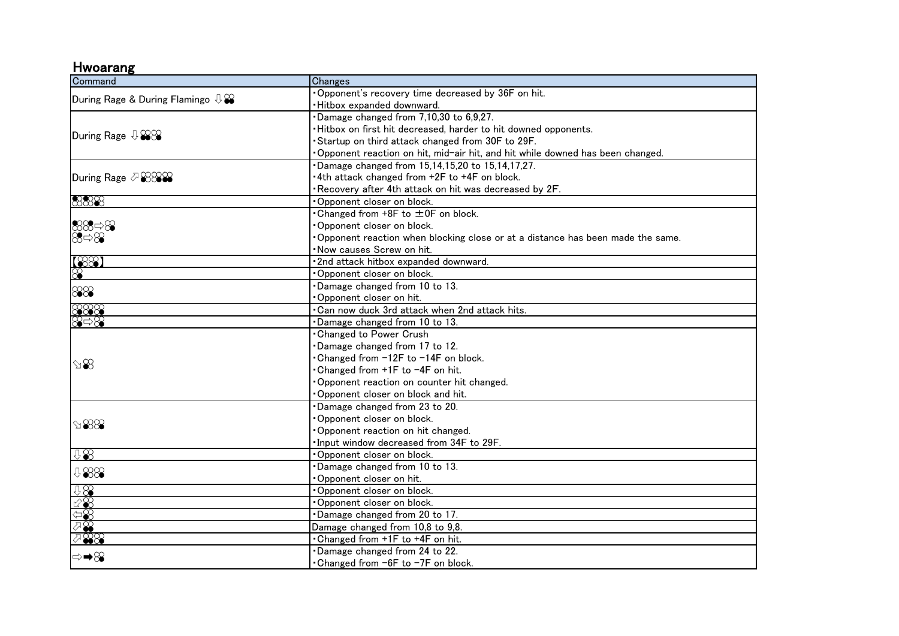## Hwoarang

| Command | Changes |
|---|---|
| During Rage & During Flamingo ↓ 3+4 | ・Opponent's recovery time decreased by 36F on hit.<br>・Hitbox expanded downward. |
| During Rage ↓ 3+4 4 | ・Damage changed from 7,10,30 to 6,9,27.<br>・Hitbox on first hit decreased, harder to hit downed opponents.<br>・Startup on third attack changed from 30F to 29F.<br>・Opponent reaction on hit, mid-air hit, and hit while downed has been changed. |
| During Rage ↗ 3 4 3+4 | ・Damage changed from 15,14,15,20 to 15,14,17,27.<br>・4th attack changed from +2F to +4F on block.<br>・Recovery after 4th attack on hit was decreased by 2F. |
| 1 2 3 | ・Opponent closer on block. |
| 1 1 ⇨ 4<br>2 ⇨ 4 | ・Changed from +8F to ±0F on block.<br>・Opponent closer on block.<br>・Opponent reaction when blocking close or at a distance has been made the same.<br>・Now causes Screw on hit. |
| 【3 4】 | ・2nd attack hitbox expanded downward. |
| 4 | ・Opponent closer on block. |
| 3 4 | ・Damage changed from 10 to 13.<br>・Opponent closer on hit. |
| 3 4 4 | ・Can now duck 3rd attack when 2nd attack hits. |
| 3 ⇨ 4 | ・Damage changed from 10 to 13. |
| ⇘ 4 | ・Changed to Power Crush<br>・Damage changed from 17 to 12.<br>・Changed from −12F to −14F on block.<br>・Changed from +1F to −4F on hit.<br>・Opponent reaction on counter hit changed.<br>・Opponent closer on block and hit. |
| ⇘ 3 4 | ・Damage changed from 23 to 20.<br>・Opponent closer on block.<br>・Opponent reaction on hit changed.<br>・Input window decreased from 34F to 29F. |
| ⇩ 4 | ・Opponent closer on block. |
| ⇩ 3 4 | ・Damage changed from 10 to 13.<br>・Opponent closer on hit. |
| ⇩ 4 | ・Opponent closer on block. |
| ⇙ 3 | ・Opponent closer on block. |
| ⇦ 3 | ・Damage changed from 20 to 17. |
| ⇗ 3+4 | Damage changed from 10,8 to 9,8. |
| ⇗ 3+4 4 | ・Changed from +1F to +4F on hit. |
| ⇨ ➡ 4 | ・Damage changed from 24 to 22.<br>・Changed from −6F to −7F on block. |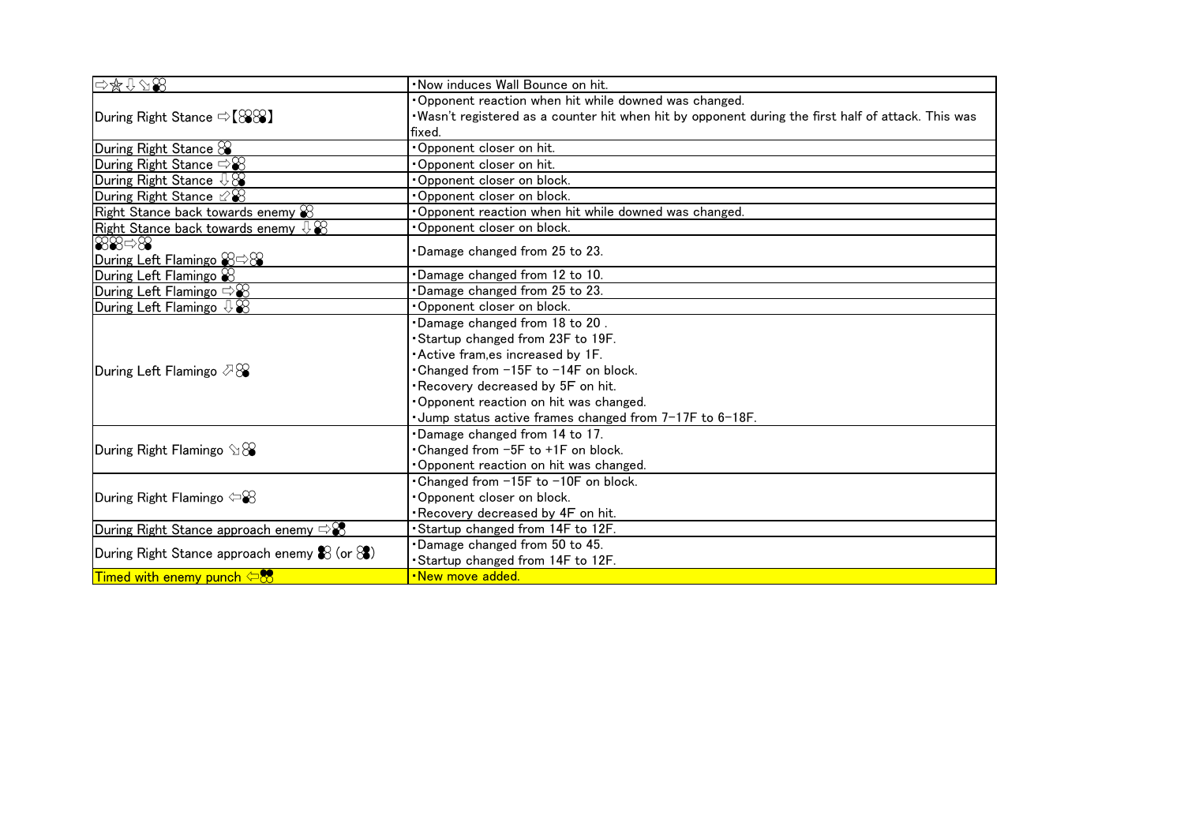| | |
|---|---|
| ⇨☆⇩⇘🎮 | ・Now induces Wall Bounce on hit. |
| During Right Stance ⇨【🎮🎮】 | ・Opponent reaction when hit while downed was changed.<br>・Wasn't registered as a counter hit when hit by opponent during the first half of attack. This was fixed. |
| During Right Stance 🎮 | ・Opponent closer on hit. |
| During Right Stance ⇨🎮 | ・Opponent closer on hit. |
| During Right Stance ⇩🎮 | ・Opponent closer on block. |
| During Right Stance ⇙🎮 | ・Opponent closer on block. |
| Right Stance back towards enemy 🎮 | ・Opponent reaction when hit while downed was changed. |
| Right Stance back towards enemy ⇩🎮 | ・Opponent closer on block. |
| 🎮🎮⇨🎮<br>During Left Flamingo 🎮⇨🎮 | ・Damage changed from 25 to 23. |
| During Left Flamingo 🎮 | ・Damage changed from 12 to 10. |
| During Left Flamingo ⇨🎮 | ・Damage changed from 25 to 23. |
| During Left Flamingo ⇩🎮 | ・Opponent closer on block. |
| During Left Flamingo ⇗🎮 | ・Damage changed from 18 to 20 .<br>・Startup changed from 23F to 19F.<br>・Active fram,es increased by 1F.<br>・Changed from −15F to −14F on block.<br>・Recovery decreased by 5F on hit.<br>・Opponent reaction on hit was changed.<br>・Jump status active frames changed from 7−17F to 6−18F. |
| During Right Flamingo ⇘🎮 | ・Damage changed from 14 to 17.<br>・Changed from −5F to +1F on block.<br>・Opponent reaction on hit was changed. |
| During Right Flamingo ⇦🎮 | ・Changed from −15F to −10F on block.<br>・Opponent closer on block.<br>・Recovery decreased by 4F on hit. |
| During Right Stance approach enemy ⇨🎮 | ・Startup changed from 14F to 12F. |
| During Right Stance approach enemy 🎮 (or 🎮) | ・Damage changed from 50 to 45.<br>・Startup changed from 14F to 12F. |
| Timed with enemy punch ⇦🎮 | ・New move added. |